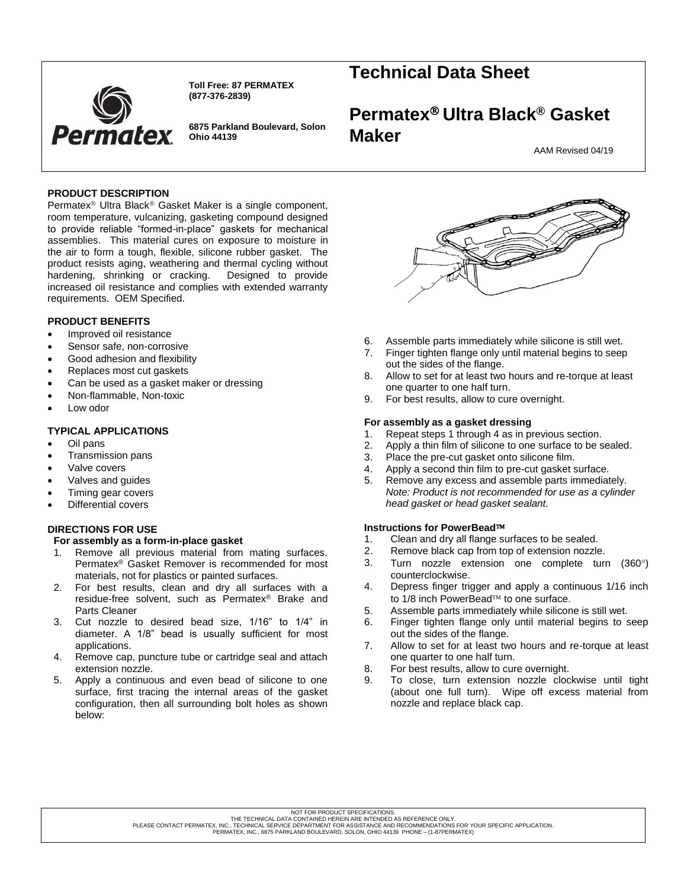Toll Free: 87 PERMATEX (877-376-2839)

6875 Parkland Boulevard, Solon Ohio 44139

# Technical Data Sheet

# Permatex® Ultra Black® Gasket Maker

AAM Revised 04/19

### PRODUCT DESCRIPTION

Permatex® Ultra Black® Gasket Maker is a single component, room temperature, vulcanizing, gasketing compound designed to provide reliable "formed-in-place" gaskets for mechanical assemblies. This material cures on exposure to moisture in the air to form a tough, flexible, silicone rubber gasket. The product resists aging, weathering and thermal cycling without hardening, shrinking or cracking. Designed to provide increased oil resistance and complies with extended warranty requirements. OEM Specified.

### PRODUCT BENEFITS

- Improved oil resistance
- Sensor safe, non-corrosive
- Good adhesion and flexibility
- Replaces most cut gaskets
- Can be used as a gasket maker or dressing
- Non-flammable, Non-toxic
- Low odor

### TYPICAL APPLICATIONS

- Oil pans
- Transmission pans
- Valve covers
- Valves and guides
- Timing gear covers
- Differential covers

### DIRECTIONS FOR USE

#### For assembly as a form-in-place gasket

1. Remove all previous material from mating surfaces. Permatex® Gasket Remover is recommended for most materials, not for plastics or painted surfaces.
2. For best results, clean and dry all surfaces with a residue-free solvent, such as Permatex® Brake and Parts Cleaner
3. Cut nozzle to desired bead size, 1/16" to 1/4" in diameter. A 1/8" bead is usually sufficient for most applications.
4. Remove cap, puncture tube or cartridge seal and attach extension nozzle.
5. Apply a continuous and even bead of silicone to one surface, first tracing the internal areas of the gasket configuration, then all surrounding bolt holes as shown below:
6. Assemble parts immediately while silicone is still wet.
7. Finger tighten flange only until material begins to seep out the sides of the flange.
8. Allow to set for at least two hours and re-torque at least one quarter to one half turn.
9. For best results, allow to cure overnight.

#### For assembly as a gasket dressing

1. Repeat steps 1 through 4 as in previous section.
2. Apply a thin film of silicone to one surface to be sealed.
3. Place the pre-cut gasket onto silicone film.
4. Apply a second thin film to pre-cut gasket surface.
5. Remove any excess and assemble parts immediately.
   *Note: Product is not recommended for use as a cylinder head gasket or head gasket sealant.*

#### Instructions for PowerBead™

1. Clean and dry all flange surfaces to be sealed.
2. Remove black cap from top of extension nozzle.
3. Turn nozzle extension one complete turn (360°) counterclockwise.
4. Depress finger trigger and apply a continuous 1/16 inch to 1/8 inch PowerBead™ to one surface.
5. Assemble parts immediately while silicone is still wet.
6. Finger tighten flange only until material begins to seep out the sides of the flange.
7. Allow to set for at least two hours and re-torque at least one quarter to one half turn.
8. For best results, allow to cure overnight.
9. To close, turn extension nozzle clockwise until tight (about one full turn). Wipe off excess material from nozzle and replace black cap.

NOT FOR PRODUCT SPECIFICATIONS.
THE TECHNICAL DATA CONTAINED HEREIN ARE INTENDED AS REFERENCE ONLY.
PLEASE CONTACT PERMATEX, INC., TECHNICAL SERVICE DEPARTMENT FOR ASSISTANCE AND RECOMMENDATIONS FOR YOUR SPECIFIC APPLICATION.
PERMATEX, INC., 6875 PARKLAND BOULEVARD, SOLON, OHIO 44139 PHONE – (1-87PERMATEX)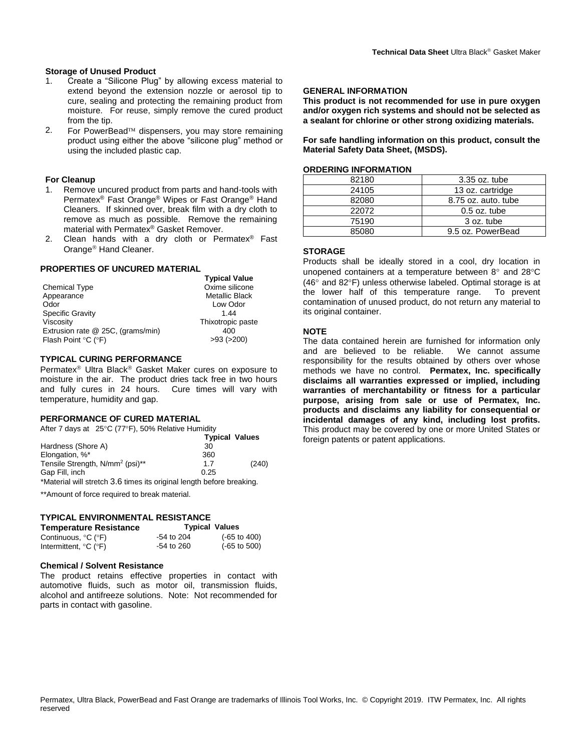### Storage of Unused Product

1. Create a "Silicone Plug" by allowing excess material to extend beyond the extension nozzle or aerosol tip to cure, sealing and protecting the remaining product from moisture. For reuse, simply remove the cured product from the tip.
2. For PowerBead™ dispensers, you may store remaining product using either the above "silicone plug" method or using the included plastic cap.

### For Cleanup

1. Remove uncured product from parts and hand-tools with Permatex® Fast Orange® Wipes or Fast Orange® Hand Cleaners. If skinned over, break film with a dry cloth to remove as much as possible. Remove the remaining material with Permatex® Gasket Remover.
2. Clean hands with a dry cloth or Permatex® Fast Orange® Hand Cleaner.

## PROPERTIES OF UNCURED MATERIAL

| | Typical Value |
|---|---|
| Chemical Type | Oxime silicone |
| Appearance | Metallic Black |
| Odor | Low Odor |
| Specific Gravity | 1.44 |
| Viscosity | Thixotropic paste |
| Extrusion rate @ 25C, (grams/min) | 400 |
| Flash Point °C (°F) | >93 (>200) |

## TYPICAL CURING PERFORMANCE

Permatex® Ultra Black® Gasket Maker cures on exposure to moisture in the air. The product dries tack free in two hours and fully cures in 24 hours. Cure times will vary with temperature, humidity and gap.

## PERFORMANCE OF CURED MATERIAL

After 7 days at 25°C (77°F), 50% Relative Humidity

| | Typical Values | |
|---|---|---|
| Hardness (Shore A) | 30 | |
| Elongation, %* | 360 | |
| Tensile Strength, N/mm² (psi)** | 1.7 | (240) |
| Gap Fill, inch | 0.25 | |

*Material will stretch 3.6 times its original length before breaking.

**Amount of force required to break material.

## TYPICAL ENVIRONMENTAL RESISTANCE

| Temperature Resistance | Typical Values | |
|---|---|---|
| Continuous, °C (°F) | -54 to 204 | (-65 to 400) |
| Intermittent, °C (°F) | -54 to 260 | (-65 to 500) |

### Chemical / Solvent Resistance

The product retains effective properties in contact with automotive fluids, such as motor oil, transmission fluids, alcohol and antifreeze solutions. Note: Not recommended for parts in contact with gasoline.

## GENERAL INFORMATION

**This product is not recommended for use in pure oxygen and/or oxygen rich systems and should not be selected as a sealant for chlorine or other strong oxidizing materials.**

**For safe handling information on this product, consult the Material Safety Data Sheet, (MSDS).**

## ORDERING INFORMATION

| | |
|---|---|
| 82180 | 3.35 oz. tube |
| 24105 | 13 oz. cartridge |
| 82080 | 8.75 oz. auto. tube |
| 22072 | 0.5 oz. tube |
| 75190 | 3 oz. tube |
| 85080 | 9.5 oz. PowerBead |

## STORAGE

Products shall be ideally stored in a cool, dry location in unopened containers at a temperature between 8° and 28°C (46° and 82°F) unless otherwise labeled. Optimal storage is at the lower half of this temperature range. To prevent contamination of unused product, do not return any material to its original container.

## NOTE

The data contained herein are furnished for information only and are believed to be reliable. We cannot assume responsibility for the results obtained by others over whose methods we have no control. **Permatex, Inc. specifically disclaims all warranties expressed or implied, including warranties of merchantability or fitness for a particular purpose, arising from sale or use of Permatex, Inc. products and disclaims any liability for consequential or incidental damages of any kind, including lost profits.** This product may be covered by one or more United States or foreign patents or patent applications.

Permatex, Ultra Black, PowerBead and Fast Orange are trademarks of Illinois Tool Works, Inc. © Copyright 2019. ITW Permatex, Inc. All rights reserved